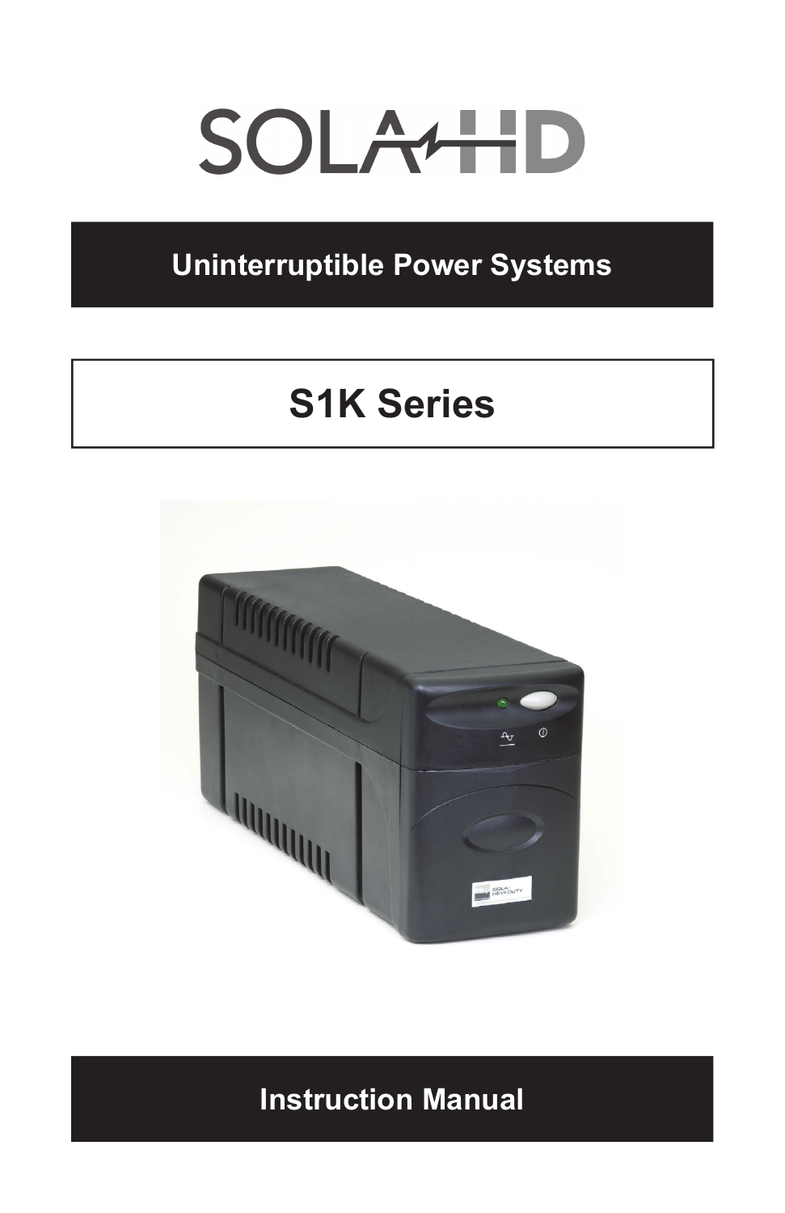# SOLA HD

## Uninterruptible Power Systems

# S1K Series

## Instruction Manual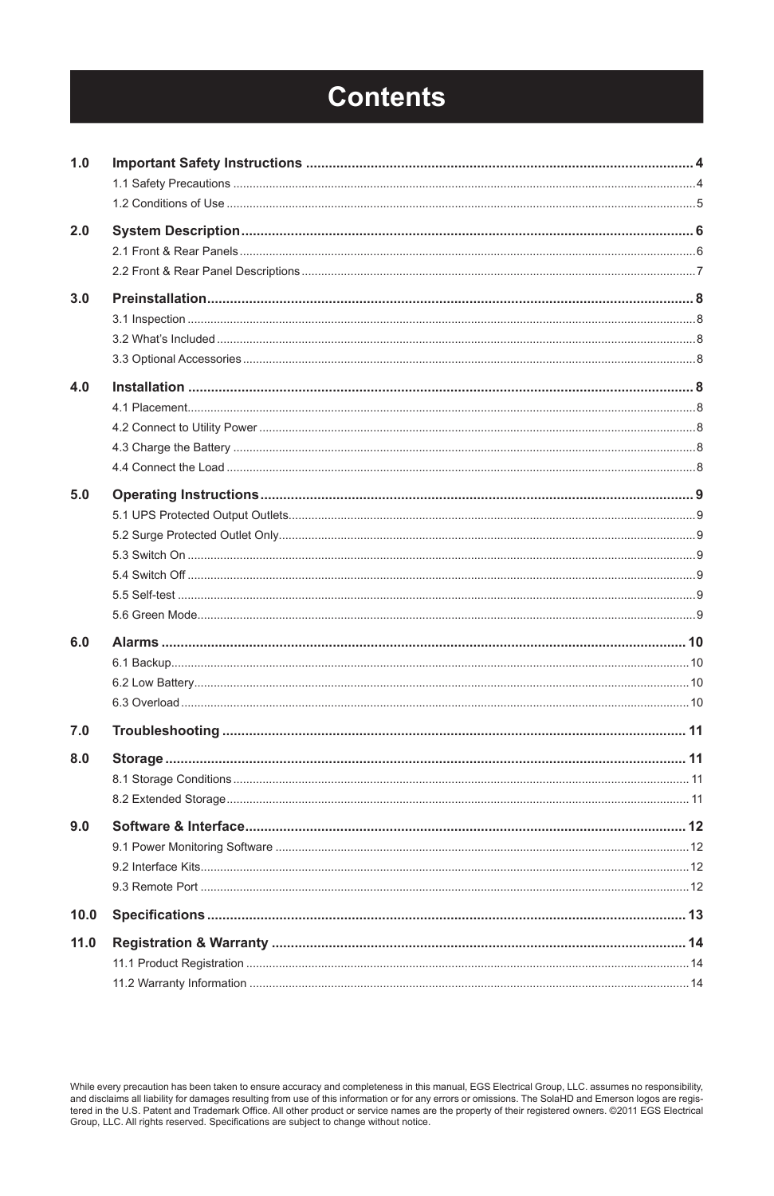# Contents

| | | |
|---|---|---|
| **1.0** | **Important Safety Instructions** | **4** |
| | 1.1 Safety Precautions | 4 |
| | 1.2 Conditions of Use | 5 |
| **2.0** | **System Description** | **6** |
| | 2.1 Front & Rear Panels | 6 |
| | 2.2 Front & Rear Panel Descriptions | 7 |
| **3.0** | **Preinstallation** | **8** |
| | 3.1 Inspection | 8 |
| | 3.2 What's Included | 8 |
| | 3.3 Optional Accessories | 8 |
| **4.0** | **Installation** | **8** |
| | 4.1 Placement | 8 |
| | 4.2 Connect to Utility Power | 8 |
| | 4.3 Charge the Battery | 8 |
| | 4.4 Connect the Load | 8 |
| **5.0** | **Operating Instructions** | **9** |
| | 5.1 UPS Protected Output Outlets | 9 |
| | 5.2 Surge Protected Outlet Only | 9 |
| | 5.3 Switch On | 9 |
| | 5.4 Switch Off | 9 |
| | 5.5 Self-test | 9 |
| | 5.6 Green Mode | 9 |
| **6.0** | **Alarms** | **10** |
| | 6.1 Backup | 10 |
| | 6.2 Low Battery | 10 |
| | 6.3 Overload | 10 |
| **7.0** | **Troubleshooting** | **11** |
| **8.0** | **Storage** | **11** |
| | 8.1 Storage Conditions | 11 |
| | 8.2 Extended Storage | 11 |
| **9.0** | **Software & Interface** | **12** |
| | 9.1 Power Monitoring Software | 12 |
| | 9.2 Interface Kits | 12 |
| | 9.3 Remote Port | 12 |
| **10.0** | **Specifications** | **13** |
| **11.0** | **Registration & Warranty** | **14** |
| | 11.1 Product Registration | 14 |
| | 11.2 Warranty Information | 14 |

While every precaution has been taken to ensure accuracy and completeness in this manual, EGS Electrical Group, LLC. assumes no responsibility, and disclaims all liability for damages resulting from use of this information or for any errors or omissions. The SolaHD and Emerson logos are registered in the U.S. Patent and Trademark Office. All other product or service names are the property of their registered owners. ©2011 EGS Electrical Group, LLC. All rights reserved. Specifications are subject to change without notice.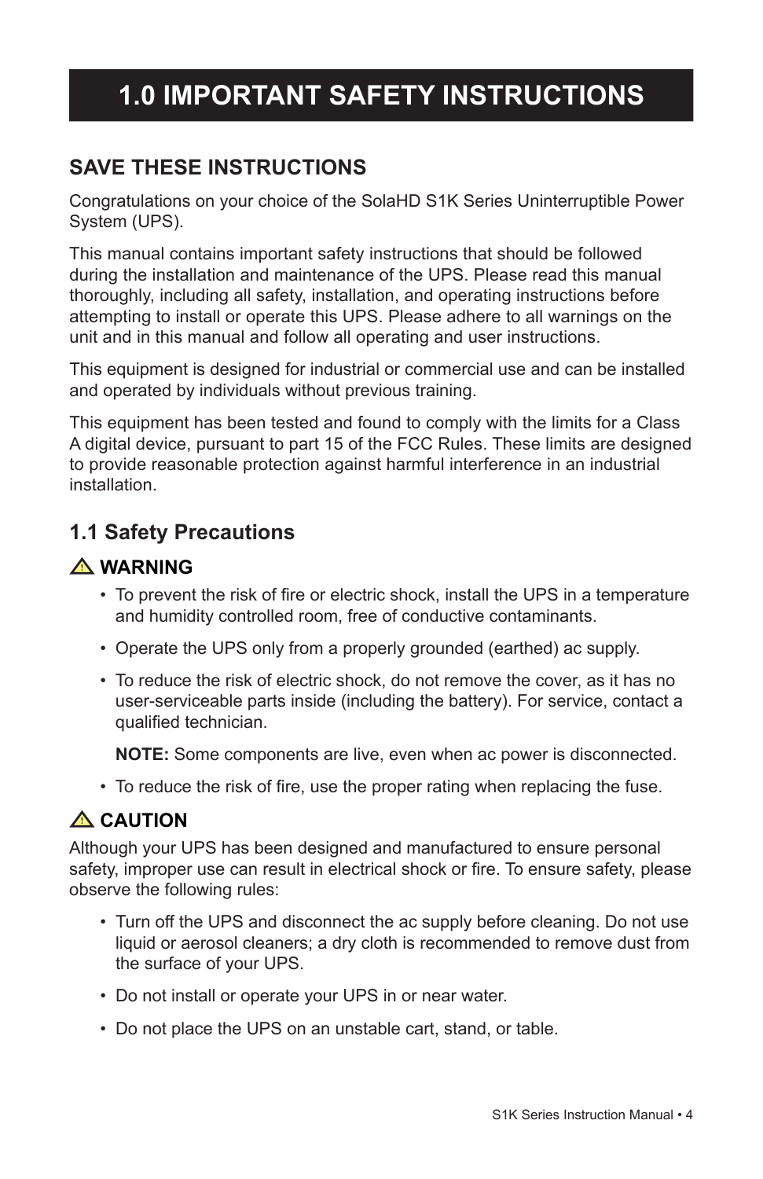# 1.0 IMPORTANT SAFETY INSTRUCTIONS

## SAVE THESE INSTRUCTIONS

Congratulations on your choice of the SolaHD S1K Series Uninterruptible Power System (UPS).

This manual contains important safety instructions that should be followed during the installation and maintenance of the UPS. Please read this manual thoroughly, including all safety, installation, and operating instructions before attempting to install or operate this UPS. Please adhere to all warnings on the unit and in this manual and follow all operating and user instructions.

This equipment is designed for industrial or commercial use and can be installed and operated by individuals without previous training.

This equipment has been tested and found to comply with the limits for a Class A digital device, pursuant to part 15 of the FCC Rules. These limits are designed to provide reasonable protection against harmful interference in an industrial installation.

## 1.1 Safety Precautions

### ⚠ WARNING

- To prevent the risk of fire or electric shock, install the UPS in a temperature and humidity controlled room, free of conductive contaminants.
- Operate the UPS only from a properly grounded (earthed) ac supply.
- To reduce the risk of electric shock, do not remove the cover, as it has no user-serviceable parts inside (including the battery). For service, contact a qualified technician.

  **NOTE:** Some components are live, even when ac power is disconnected.

- To reduce the risk of fire, use the proper rating when replacing the fuse.

### ⚠ CAUTION

Although your UPS has been designed and manufactured to ensure personal safety, improper use can result in electrical shock or fire. To ensure safety, please observe the following rules:

- Turn off the UPS and disconnect the ac supply before cleaning. Do not use liquid or aerosol cleaners; a dry cloth is recommended to remove dust from the surface of your UPS.
- Do not install or operate your UPS in or near water.
- Do not place the UPS on an unstable cart, stand, or table.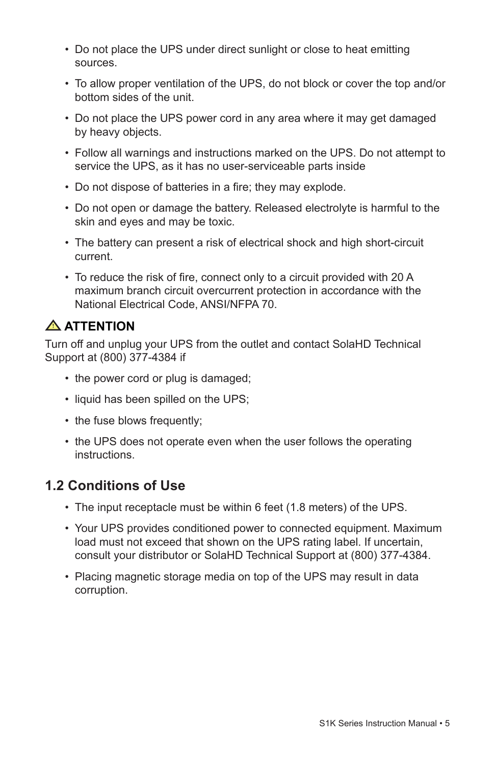- Do not place the UPS under direct sunlight or close to heat emitting sources.
- To allow proper ventilation of the UPS, do not block or cover the top and/or bottom sides of the unit.
- Do not place the UPS power cord in any area where it may get damaged by heavy objects.
- Follow all warnings and instructions marked on the UPS. Do not attempt to service the UPS, as it has no user-serviceable parts inside
- Do not dispose of batteries in a fire; they may explode.
- Do not open or damage the battery. Released electrolyte is harmful to the skin and eyes and may be toxic.
- The battery can present a risk of electrical shock and high short-circuit current.
- To reduce the risk of fire, connect only to a circuit provided with 20 A maximum branch circuit overcurrent protection in accordance with the National Electrical Code, ANSI/NFPA 70.

**⚠ ATTENTION**

Turn off and unplug your UPS from the outlet and contact SolaHD Technical Support at (800) 377-4384 if

- the power cord or plug is damaged;
- liquid has been spilled on the UPS;
- the fuse blows frequently;
- the UPS does not operate even when the user follows the operating instructions.

## 1.2 Conditions of Use

- The input receptacle must be within 6 feet (1.8 meters) of the UPS.
- Your UPS provides conditioned power to connected equipment. Maximum load must not exceed that shown on the UPS rating label. If uncertain, consult your distributor or SolaHD Technical Support at (800) 377-4384.
- Placing magnetic storage media on top of the UPS may result in data corruption.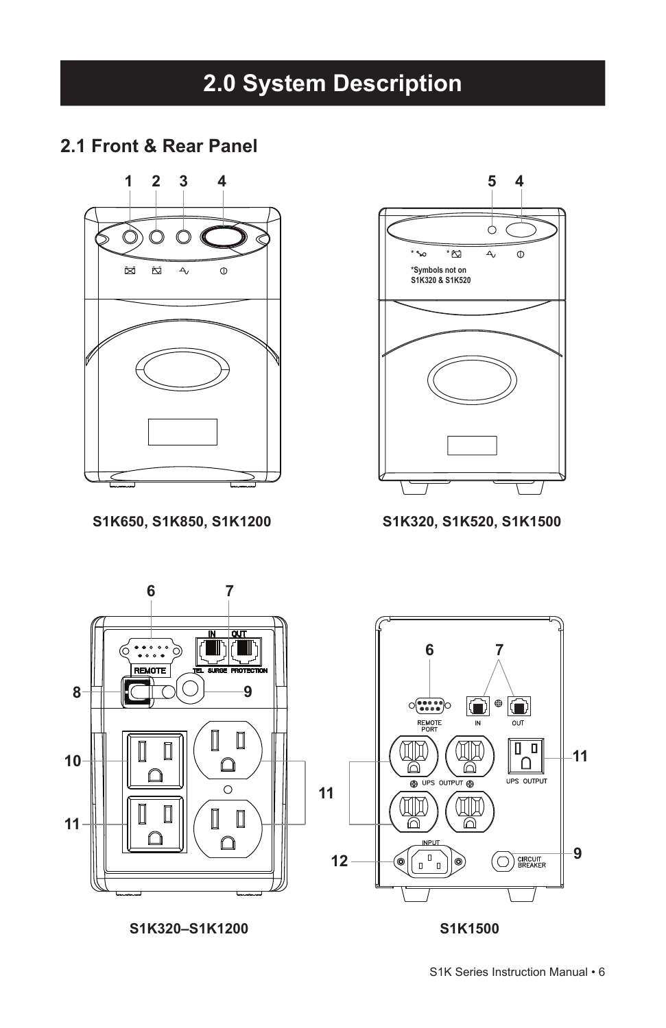# 2.0 System Description

## 2.1 Front & Rear Panel

1 2 3 4

5 4

*Symbols not on S1K320 & S1K520

**S1K650, S1K850, S1K1200**

**S1K320, S1K520, S1K1500**

6 7

IN OUT

REMOTE

TEL SURGE PROTECTION

8 9

10

11

11

**S1K320–S1K1200**

6 7

REMOTE PORT

IN OUT

UPS OUTPUT

UPS OUTPUT

11

INPUT

12

CIRCUIT BREAKER

9

**S1K1500**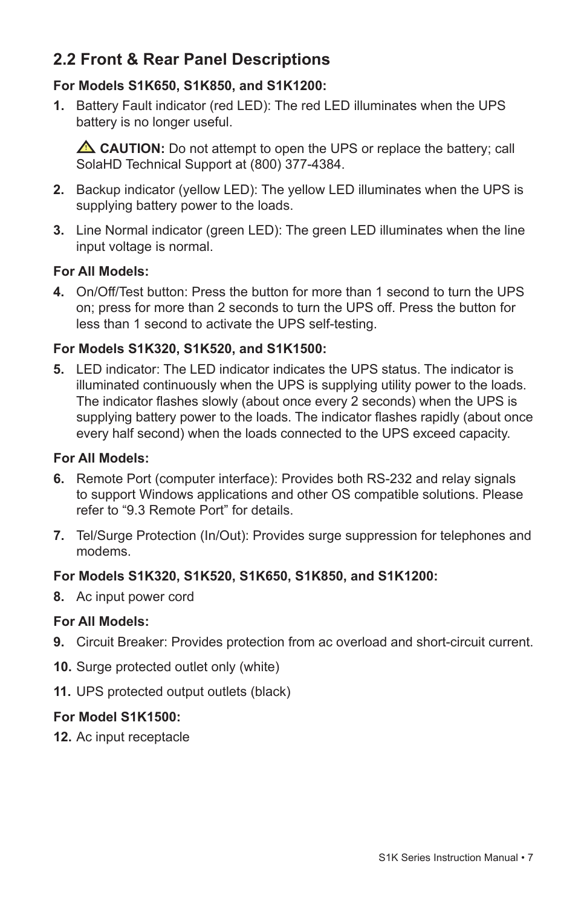## 2.2 Front & Rear Panel Descriptions

**For Models S1K650, S1K850, and S1K1200:**

1. Battery Fault indicator (red LED): The red LED illuminates when the UPS battery is no longer useful.

   ⚠ **CAUTION:** Do not attempt to open the UPS or replace the battery; call SolaHD Technical Support at (800) 377-4384.

2. Backup indicator (yellow LED): The yellow LED illuminates when the UPS is supplying battery power to the loads.

3. Line Normal indicator (green LED): The green LED illuminates when the line input voltage is normal.

**For All Models:**

4. On/Off/Test button: Press the button for more than 1 second to turn the UPS on; press for more than 2 seconds to turn the UPS off. Press the button for less than 1 second to activate the UPS self-testing.

**For Models S1K320, S1K520, and S1K1500:**

5. LED indicator: The LED indicator indicates the UPS status. The indicator is illuminated continuously when the UPS is supplying utility power to the loads. The indicator flashes slowly (about once every 2 seconds) when the UPS is supplying battery power to the loads. The indicator flashes rapidly (about once every half second) when the loads connected to the UPS exceed capacity.

**For All Models:**

6. Remote Port (computer interface): Provides both RS-232 and relay signals to support Windows applications and other OS compatible solutions. Please refer to “9.3 Remote Port” for details.

7. Tel/Surge Protection (In/Out): Provides surge suppression for telephones and modems.

**For Models S1K320, S1K520, S1K650, S1K850, and S1K1200:**

8. Ac input power cord

**For All Models:**

9. Circuit Breaker: Provides protection from ac overload and short-circuit current.

10. Surge protected outlet only (white)

11. UPS protected output outlets (black)

**For Model S1K1500:**

12. Ac input receptacle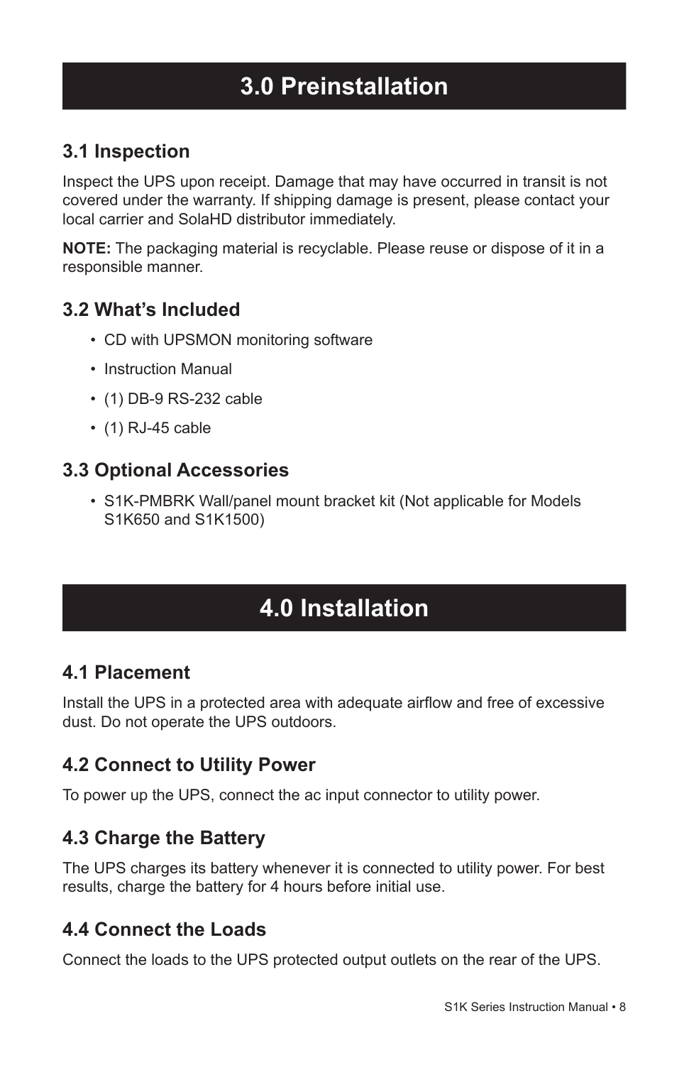# 3.0 Preinstallation

## 3.1 Inspection

Inspect the UPS upon receipt. Damage that may have occurred in transit is not covered under the warranty. If shipping damage is present, please contact your local carrier and SolaHD distributor immediately.

**NOTE:** The packaging material is recyclable. Please reuse or dispose of it in a responsible manner.

## 3.2 What's Included

- CD with UPSMON monitoring software
- Instruction Manual
- (1) DB-9 RS-232 cable
- (1) RJ-45 cable

## 3.3 Optional Accessories

- S1K-PMBRK Wall/panel mount bracket kit (Not applicable for Models S1K650 and S1K1500)

# 4.0 Installation

## 4.1 Placement

Install the UPS in a protected area with adequate airflow and free of excessive dust. Do not operate the UPS outdoors.

## 4.2 Connect to Utility Power

To power up the UPS, connect the ac input connector to utility power.

## 4.3 Charge the Battery

The UPS charges its battery whenever it is connected to utility power. For best results, charge the battery for 4 hours before initial use.

## 4.4 Connect the Loads

Connect the loads to the UPS protected output outlets on the rear of the UPS.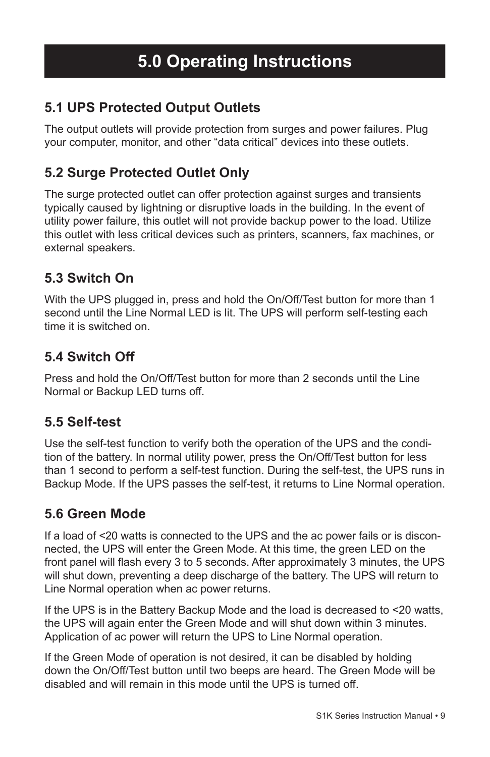# 5.0 Operating Instructions

## 5.1 UPS Protected Output Outlets

The output outlets will provide protection from surges and power failures. Plug your computer, monitor, and other “data critical” devices into these outlets.

## 5.2 Surge Protected Outlet Only

The surge protected outlet can offer protection against surges and transients typically caused by lightning or disruptive loads in the building. In the event of utility power failure, this outlet will not provide backup power to the load. Utilize this outlet with less critical devices such as printers, scanners, fax machines, or external speakers.

## 5.3 Switch On

With the UPS plugged in, press and hold the On/Off/Test button for more than 1 second until the Line Normal LED is lit. The UPS will perform self-testing each time it is switched on.

## 5.4 Switch Off

Press and hold the On/Off/Test button for more than 2 seconds until the Line Normal or Backup LED turns off.

## 5.5 Self-test

Use the self-test function to verify both the operation of the UPS and the condition of the battery. In normal utility power, press the On/Off/Test button for less than 1 second to perform a self-test function. During the self-test, the UPS runs in Backup Mode. If the UPS passes the self-test, it returns to Line Normal operation.

## 5.6 Green Mode

If a load of <20 watts is connected to the UPS and the ac power fails or is disconnected, the UPS will enter the Green Mode. At this time, the green LED on the front panel will flash every 3 to 5 seconds. After approximately 3 minutes, the UPS will shut down, preventing a deep discharge of the battery. The UPS will return to Line Normal operation when ac power returns.

If the UPS is in the Battery Backup Mode and the load is decreased to <20 watts, the UPS will again enter the Green Mode and will shut down within 3 minutes. Application of ac power will return the UPS to Line Normal operation.

If the Green Mode of operation is not desired, it can be disabled by holding down the On/Off/Test button until two beeps are heard. The Green Mode will be disabled and will remain in this mode until the UPS is turned off.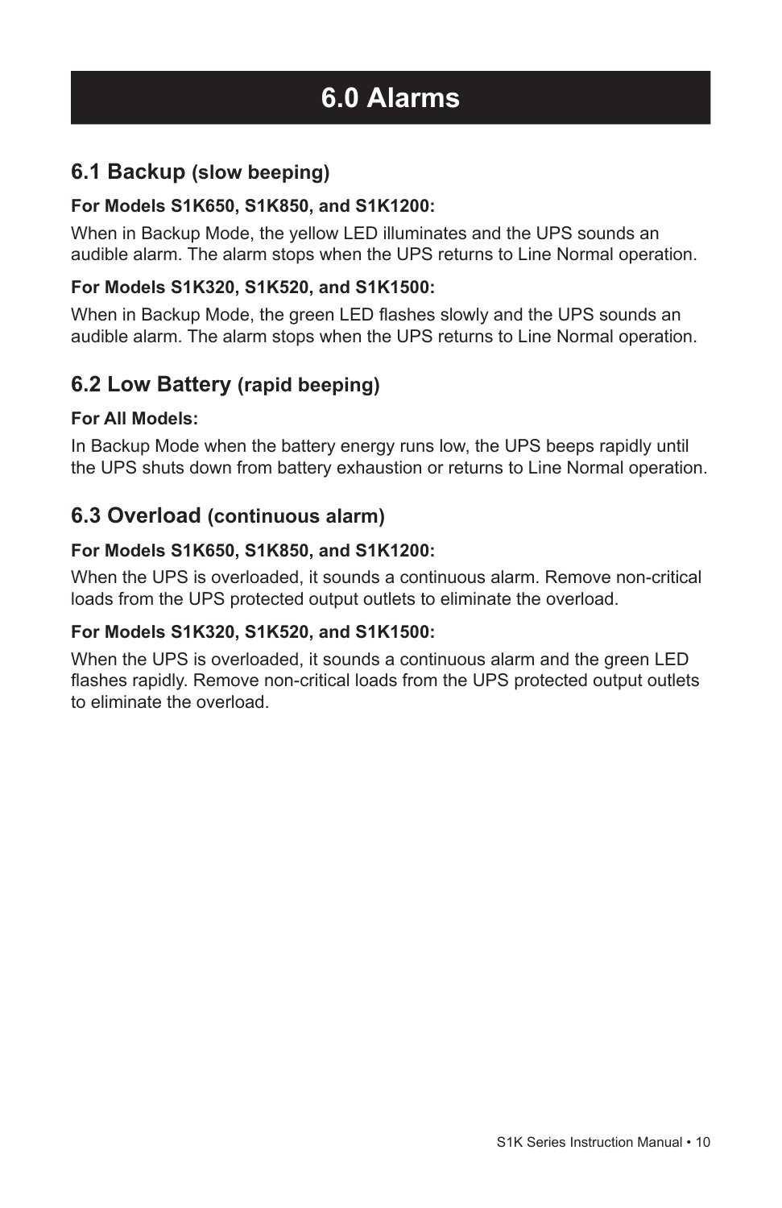# 6.0 Alarms

## 6.1 Backup (slow beeping)

**For Models S1K650, S1K850, and S1K1200:**

When in Backup Mode, the yellow LED illuminates and the UPS sounds an audible alarm. The alarm stops when the UPS returns to Line Normal operation.

**For Models S1K320, S1K520, and S1K1500:**

When in Backup Mode, the green LED flashes slowly and the UPS sounds an audible alarm. The alarm stops when the UPS returns to Line Normal operation.

## 6.2 Low Battery (rapid beeping)

**For All Models:**

In Backup Mode when the battery energy runs low, the UPS beeps rapidly until the UPS shuts down from battery exhaustion or returns to Line Normal operation.

## 6.3 Overload (continuous alarm)

**For Models S1K650, S1K850, and S1K1200:**

When the UPS is overloaded, it sounds a continuous alarm. Remove non-critical loads from the UPS protected output outlets to eliminate the overload.

**For Models S1K320, S1K520, and S1K1500:**

When the UPS is overloaded, it sounds a continuous alarm and the green LED flashes rapidly. Remove non-critical loads from the UPS protected output outlets to eliminate the overload.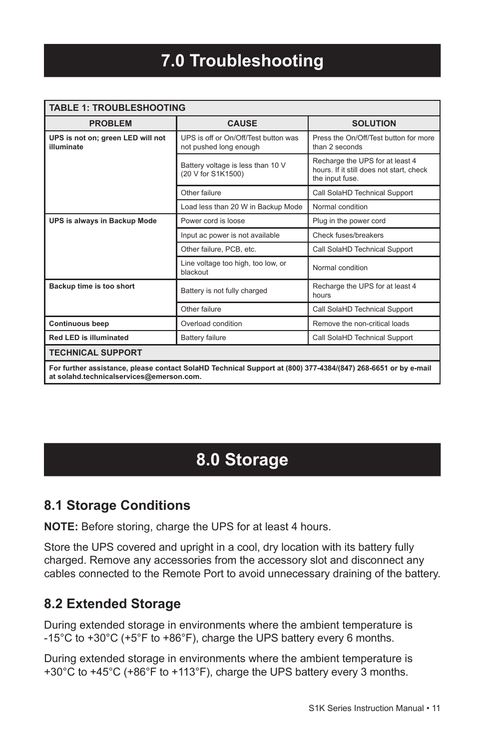# 7.0 Troubleshooting

**TABLE 1: TROUBLESHOOTING**

| PROBLEM | CAUSE | SOLUTION |
|---|---|---|
| **UPS is not on; green LED will not illuminate** | UPS is off or On/Off/Test button was not pushed long enough | Press the On/Off/Test button for more than 2 seconds |
| | Battery voltage is less than 10 V (20 V for S1K1500) | Recharge the UPS for at least 4 hours. If it still does not start, check the input fuse. |
| | Other failure | Call SolaHD Technical Support |
| | Load less than 20 W in Backup Mode | Normal condition |
| **UPS is always in Backup Mode** | Power cord is loose | Plug in the power cord |
| | Input ac power is not available | Check fuses/breakers |
| | Other failure, PCB, etc. | Call SolaHD Technical Support |
| | Line voltage too high, too low, or blackout | Normal condition |
| **Backup time is too short** | Battery is not fully charged | Recharge the UPS for at least 4 hours |
| | Other failure | Call SolaHD Technical Support |
| **Continuous beep** | Overload condition | Remove the non-critical loads |
| **Red LED is illuminated** | Battery failure | Call SolaHD Technical Support |

**TECHNICAL SUPPORT**

**For further assistance, please contact SolaHD Technical Support at (800) 377-4384/(847) 268-6651 or by e-mail at solahd.technicalservices@emerson.com.**

# 8.0 Storage

## 8.1 Storage Conditions

**NOTE:** Before storing, charge the UPS for at least 4 hours.

Store the UPS covered and upright in a cool, dry location with its battery fully charged. Remove any accessories from the accessory slot and disconnect any cables connected to the Remote Port to avoid unnecessary draining of the battery.

## 8.2 Extended Storage

During extended storage in environments where the ambient temperature is -15°C to +30°C (+5°F to +86°F), charge the UPS battery every 6 months.

During extended storage in environments where the ambient temperature is +30°C to +45°C (+86°F to +113°F), charge the UPS battery every 3 months.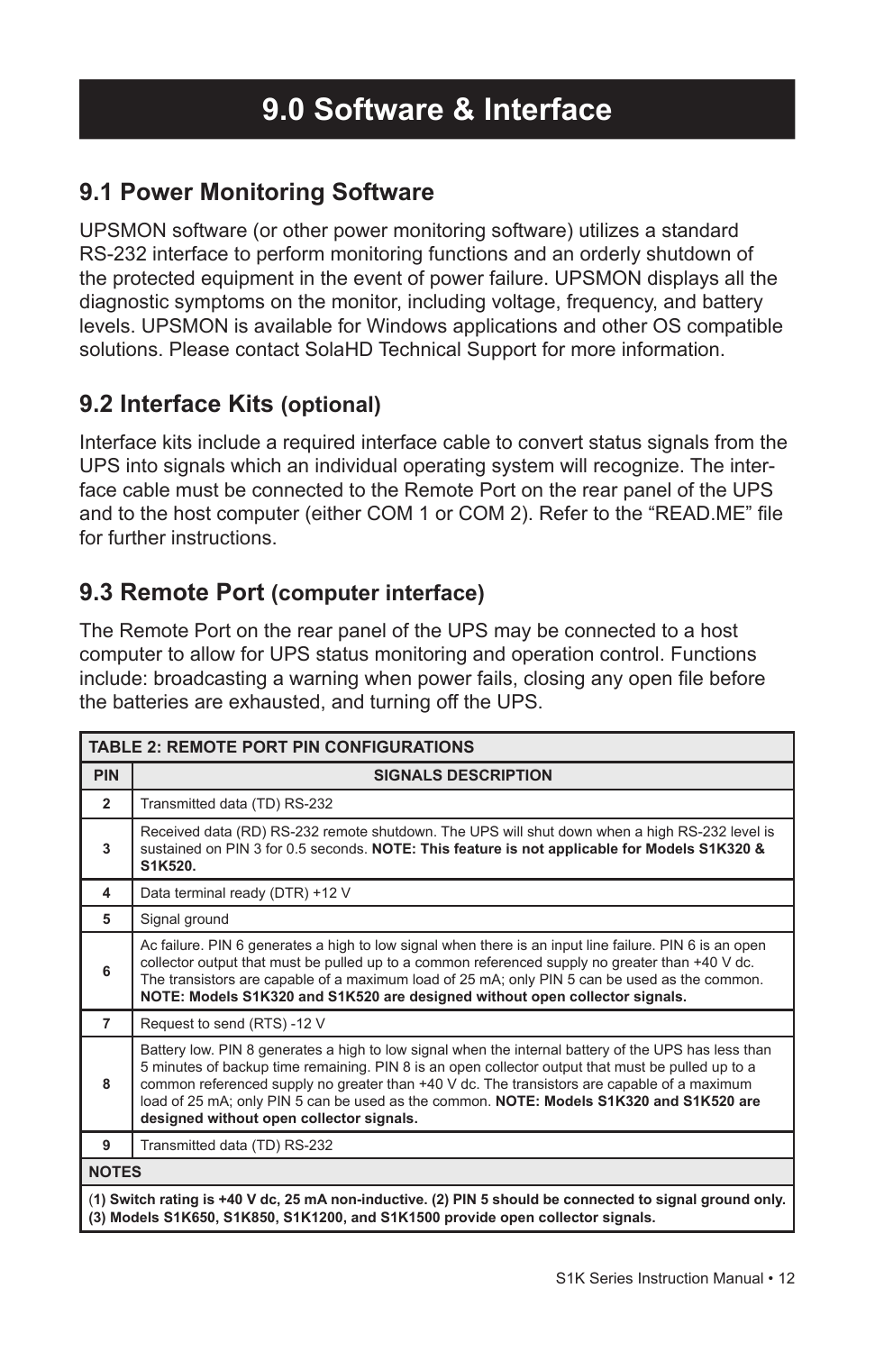# 9.0 Software & Interface

## 9.1 Power Monitoring Software

UPSMON software (or other power monitoring software) utilizes a standard RS-232 interface to perform monitoring functions and an orderly shutdown of the protected equipment in the event of power failure. UPSMON displays all the diagnostic symptoms on the monitor, including voltage, frequency, and battery levels. UPSMON is available for Windows applications and other OS compatible solutions. Please contact SolaHD Technical Support for more information.

## 9.2 Interface Kits (optional)

Interface kits include a required interface cable to convert status signals from the UPS into signals which an individual operating system will recognize. The interface cable must be connected to the Remote Port on the rear panel of the UPS and to the host computer (either COM 1 or COM 2). Refer to the "READ.ME" file for further instructions.

## 9.3 Remote Port (computer interface)

The Remote Port on the rear panel of the UPS may be connected to a host computer to allow for UPS status monitoring and operation control. Functions include: broadcasting a warning when power fails, closing any open file before the batteries are exhausted, and turning off the UPS.

**TABLE 2: REMOTE PORT PIN CONFIGURATIONS**

| PIN | SIGNALS DESCRIPTION |
|---|---|
| 2 | Transmitted data (TD) RS-232 |
| 3 | Received data (RD) RS-232 remote shutdown. The UPS will shut down when a high RS-232 level is sustained on PIN 3 for 0.5 seconds. **NOTE: This feature is not applicable for Models S1K320 & S1K520.** |
| 4 | Data terminal ready (DTR) +12 V |
| 5 | Signal ground |
| 6 | Ac failure. PIN 6 generates a high to low signal when there is an input line failure. PIN 6 is an open collector output that must be pulled up to a common referenced supply no greater than +40 V dc. The transistors are capable of a maximum load of 25 mA; only PIN 5 can be used as the common. **NOTE: Models S1K320 and S1K520 are designed without open collector signals.** |
| 7 | Request to send (RTS) -12 V |
| 8 | Battery low. PIN 8 generates a high to low signal when the internal battery of the UPS has less than 5 minutes of backup time remaining. PIN 8 is an open collector output that must be pulled up to a common referenced supply no greater than +40 V dc. The transistors are capable of a maximum load of 25 mA; only PIN 5 can be used as the common. **NOTE: Models S1K320 and S1K520 are designed without open collector signals.** |
| 9 | Transmitted data (TD) RS-232 |

**NOTES**

**(1) Switch rating is +40 V dc, 25 mA non-inductive. (2) PIN 5 should be connected to signal ground only. (3) Models S1K650, S1K850, S1K1200, and S1K1500 provide open collector signals.**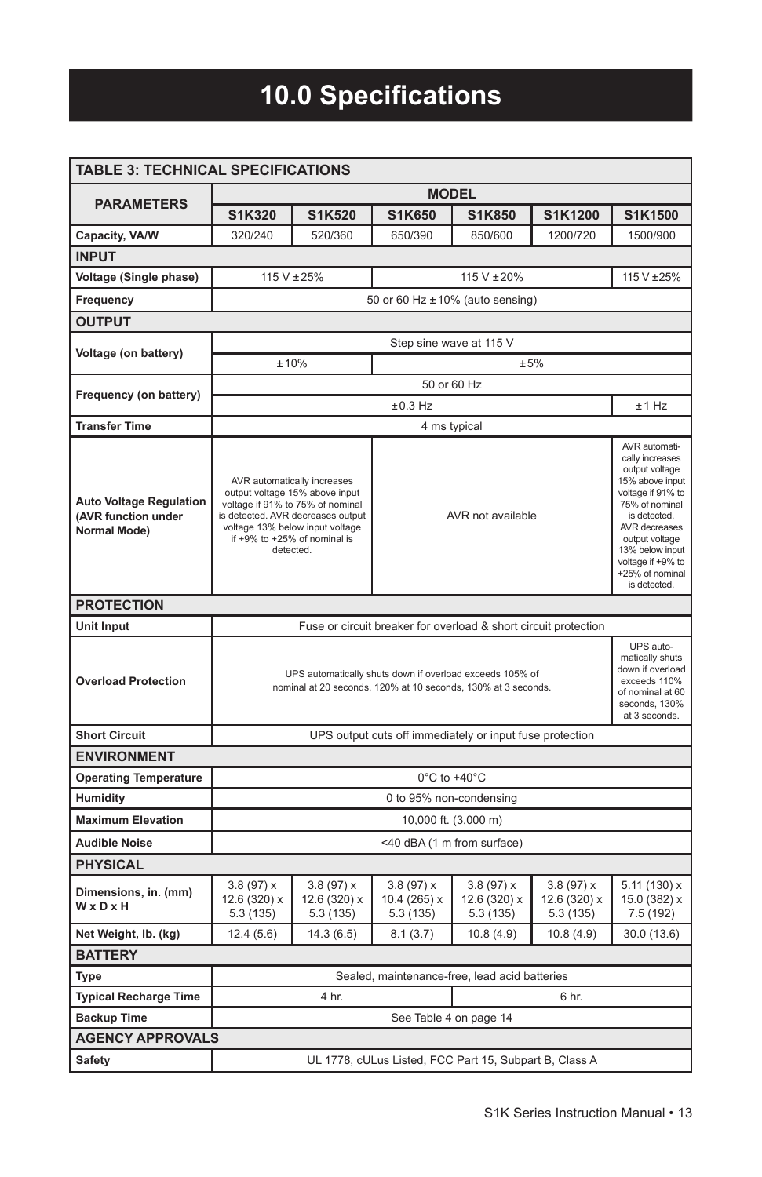# 10.0 Specifications

| TABLE 3: TECHNICAL SPECIFICATIONS | | | | | | |
|---|---|---|---|---|---|---|
| **PARAMETERS** | **MODEL** | | | | | |
| | **S1K320** | **S1K520** | **S1K650** | **S1K850** | **S1K1200** | **S1K1500** |
| **Capacity, VA/W** | 320/240 | 520/360 | 650/390 | 850/600 | 1200/720 | 1500/900 |
| **INPUT** | | | | | | |
| **Voltage (Single phase)** | 115 V ±25% | | 115 V ±20% | | | 115 V ±25% |
| **Frequency** | 50 or 60 Hz ±10% (auto sensing) | | | | | |
| **OUTPUT** | | | | | | |
| **Voltage (on battery)** | Step sine wave at 115 V | | | | | |
| | ±10% | | ±5% | | | |
| **Frequency (on battery)** | 50 or 60 Hz | | | | | |
| | ±0.3 Hz | | | | | ±1 Hz |
| **Transfer Time** | 4 ms typical | | | | | |
| **Auto Voltage Regulation (AVR function under Normal Mode)** | AVR automatically increases output voltage 15% above input voltage if 91% to 75% of nominal is detected. AVR decreases output voltage 13% below input voltage if +9% to +25% of nominal is detected. | | AVR not available | | | AVR automatically increases output voltage 15% above input voltage if 91% to 75% of nominal is detected. AVR decreases output voltage 13% below input voltage if +9% to +25% of nominal is detected. |
| **PROTECTION** | | | | | | |
| **Unit Input** | Fuse or circuit breaker for overload & short circuit protection | | | | | |
| **Overload Protection** | UPS automatically shuts down if overload exceeds 105% of nominal at 20 seconds, 120% at 10 seconds, 130% at 3 seconds. | | | | | UPS automatically shuts down if overload exceeds 110% of nominal at 60 seconds, 130% at 3 seconds. |
| **Short Circuit** | UPS output cuts off immediately or input fuse protection | | | | | |
| **ENVIRONMENT** | | | | | | |
| **Operating Temperature** | 0°C to +40°C | | | | | |
| **Humidity** | 0 to 95% non-condensing | | | | | |
| **Maximum Elevation** | 10,000 ft. (3,000 m) | | | | | |
| **Audible Noise** | <40 dBA (1 m from surface) | | | | | |
| **PHYSICAL** | | | | | | |
| **Dimensions, in. (mm) W x D x H** | 3.8 (97) x 12.6 (320) x 5.3 (135) | 3.8 (97) x 12.6 (320) x 5.3 (135) | 3.8 (97) x 10.4 (265) x 5.3 (135) | 3.8 (97) x 12.6 (320) x 5.3 (135) | 3.8 (97) x 12.6 (320) x 5.3 (135) | 5.11 (130) x 15.0 (382) x 7.5 (192) |
| **Net Weight, lb. (kg)** | 12.4 (5.6) | 14.3 (6.5) | 8.1 (3.7) | 10.8 (4.9) | 10.8 (4.9) | 30.0 (13.6) |
| **BATTERY** | | | | | | |
| **Type** | Sealed, maintenance-free, lead acid batteries | | | | | |
| **Typical Recharge Time** | 4 hr. | | | 6 hr. | | |
| **Backup Time** | See Table 4 on page 14 | | | | | |
| **AGENCY APPROVALS** | | | | | | |
| **Safety** | UL 1778, cULus Listed, FCC Part 15, Subpart B, Class A | | | | | |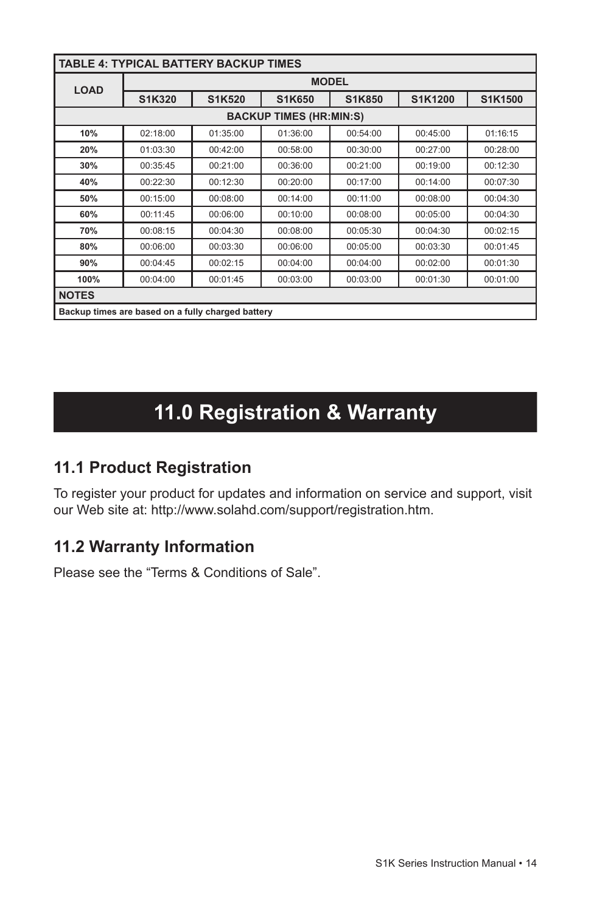| TABLE 4: TYPICAL BATTERY BACKUP TIMES | | | | | | |
|---|---|---|---|---|---|---|
| LOAD | MODEL | | | | | |
| | S1K320 | S1K520 | S1K650 | S1K850 | S1K1200 | S1K1500 |
| BACKUP TIMES (HR:MIN:S) | | | | | | |
| **10%** | 02:18:00 | 01:35:00 | 01:36:00 | 00:54:00 | 00:45:00 | 01:16:15 |
| **20%** | 01:03:30 | 00:42:00 | 00:58:00 | 00:30:00 | 00:27:00 | 00:28:00 |
| **30%** | 00:35:45 | 00:21:00 | 00:36:00 | 00:21:00 | 00:19:00 | 00:12:30 |
| **40%** | 00:22:30 | 00:12:30 | 00:20:00 | 00:17:00 | 00:14:00 | 00:07:30 |
| **50%** | 00:15:00 | 00:08:00 | 00:14:00 | 00:11:00 | 00:08:00 | 00:04:30 |
| **60%** | 00:11:45 | 00:06:00 | 00:10:00 | 00:08:00 | 00:05:00 | 00:04:30 |
| **70%** | 00:08:15 | 00:04:30 | 00:08:00 | 00:05:30 | 00:04:30 | 00:02:15 |
| **80%** | 00:06:00 | 00:03:30 | 00:06:00 | 00:05:00 | 00:03:30 | 00:01:45 |
| **90%** | 00:04:45 | 00:02:15 | 00:04:00 | 00:04:00 | 00:02:00 | 00:01:30 |
| **100%** | 00:04:00 | 00:01:45 | 00:03:00 | 00:03:00 | 00:01:30 | 00:01:00 |
| **NOTES** | | | | | | |
| **Backup times are based on a fully charged battery** | | | | | | |

# 11.0 Registration & Warranty

## 11.1 Product Registration

To register your product for updates and information on service and support, visit our Web site at: http://www.solahd.com/support/registration.htm.

## 11.2 Warranty Information

Please see the “Terms & Conditions of Sale”.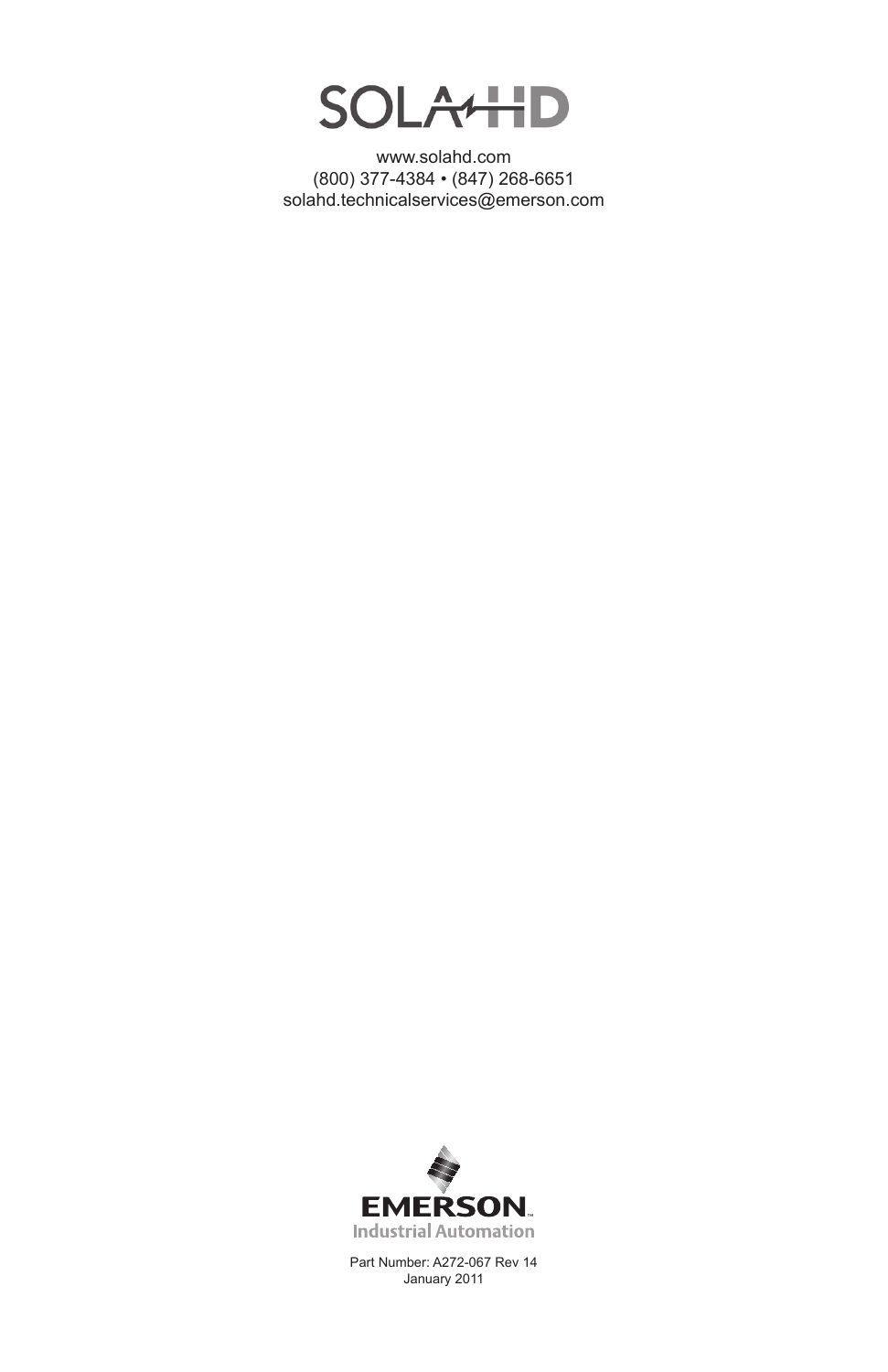SOLA HD

www.solahd.com
(800) 377-4384 • (847) 268-6651
solahd.technicalservices@emerson.com

EMERSON.
Industrial Automation

Part Number: A272-067 Rev 14
January 2011